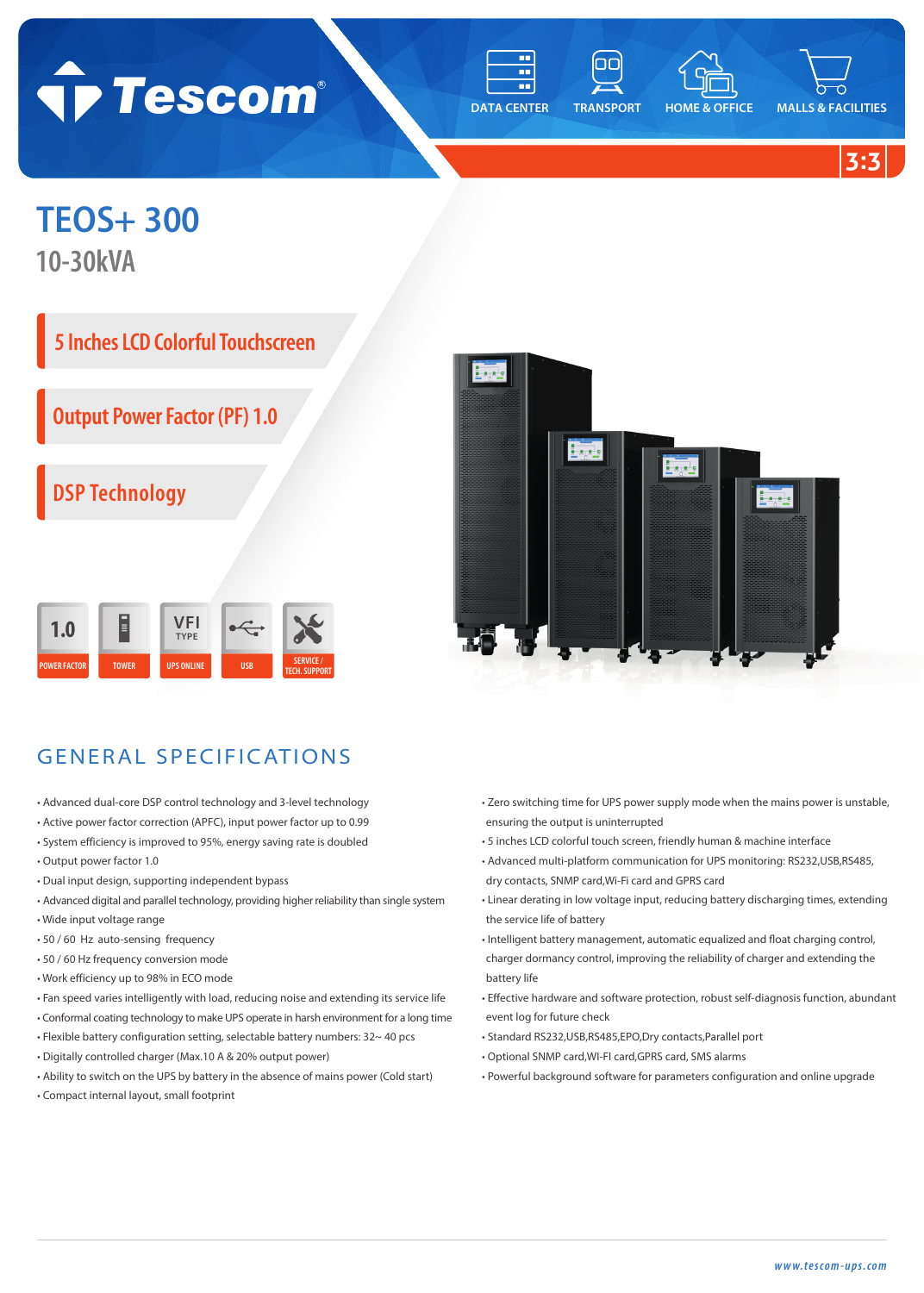Tescom®

DATA CENTER | TRANSPORT | HOME & OFFICE | MALLS & FACILITIES

3:3

# TEOS+ 300

## 10-30kVA

- 5 Inches LCD Colorful Touchscreen
- Output Power Factor (PF) 1.0
- DSP Technology

1.0 POWER FACTOR | TOWER | VFI TYPE UPS ONLINE | USB | SERVICE / TECH. SUPPORT

## GENERAL SPECIFICATIONS

- Advanced dual-core DSP control technology and 3-level technology
- Active power factor correction (APFC), input power factor up to 0.99
- System efficiency is improved to 95%, energy saving rate is doubled
- Output power factor 1.0
- Dual input design, supporting independent bypass
- Advanced digital and parallel technology, providing higher reliability than single system
- Wide input voltage range
- 50 / 60 Hz auto-sensing frequency
- 50 / 60 Hz frequency conversion mode
- Work efficiency up to 98% in ECO mode
- Fan speed varies intelligently with load, reducing noise and extending its service life
- Conformal coating technology to make UPS operate in harsh environment for a long time
- Flexible battery configuration setting, selectable battery numbers: 32~ 40 pcs
- Digitally controlled charger (Max.10 A & 20% output power)
- Ability to switch on the UPS by battery in the absence of mains power (Cold start)
- Compact internal layout, small footprint
- Zero switching time for UPS power supply mode when the mains power is unstable, ensuring the output is uninterrupted
- 5 inches LCD colorful touch screen, friendly human & machine interface
- Advanced multi-platform communication for UPS monitoring: RS232,USB,RS485, dry contacts, SNMP card,Wi-Fi card and GPRS card
- Linear derating in low voltage input, reducing battery discharging times, extending the service life of battery
- Intelligent battery management, automatic equalized and float charging control, charger dormancy control, improving the reliability of charger and extending the battery life
- Effective hardware and software protection, robust self-diagnosis function, abundant event log for future check
- Standard RS232,USB,RS485,EPO,Dry contacts,Parallel port
- Optional SNMP card,WI-FI card,GPRS card, SMS alarms
- Powerful background software for parameters configuration and online upgrade

www.tescom-ups.com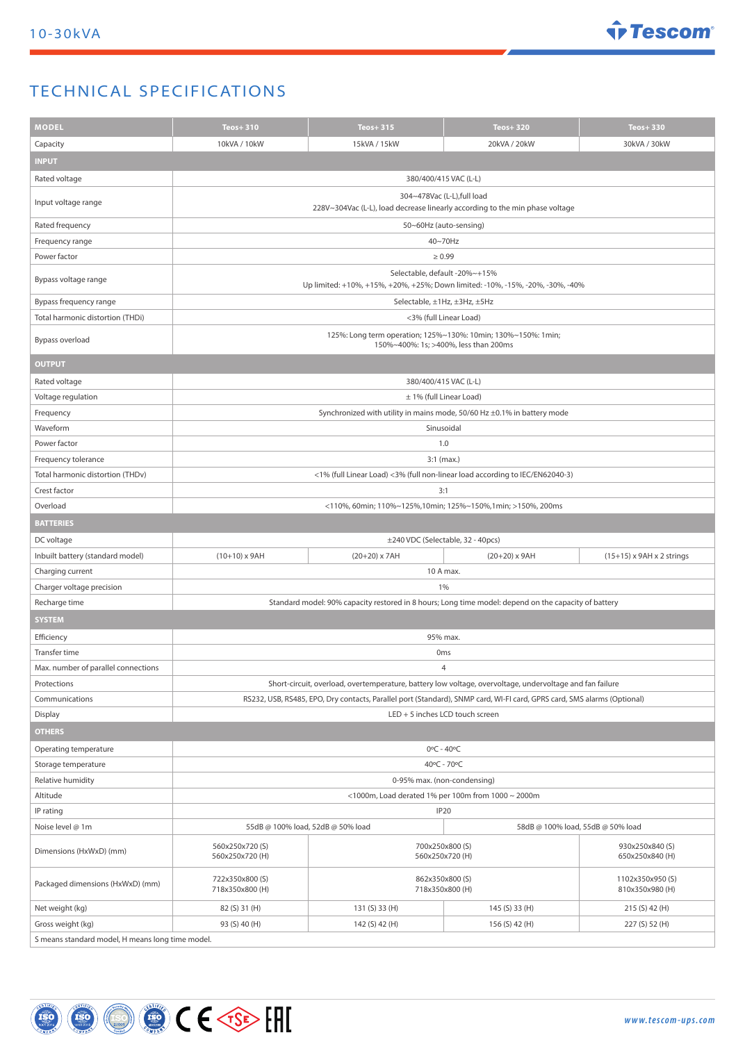## TECHNICAL SPECIFICATIONS

| MODEL | Teos+ 310 | Teos+ 315 | Teos+ 320 | Teos+ 330 |
|---|---|---|---|---|
| Capacity | 10kVA / 10kW | 15kVA / 15kW | 20kVA / 20kW | 30kVA / 30kW |
| **INPUT** | | | | |
| Rated voltage | 380/400/415 VAC (L-L) | | | |
| Input voltage range | 304~478Vac (L-L),full load<br>228V~304Vac (L-L), load decrease linearly according to the min phase voltage | | | |
| Rated frequency | 50~60Hz (auto-sensing) | | | |
| Frequency range | 40~70Hz | | | |
| Power factor | ≥ 0.99 | | | |
| Bypass voltage range | Selectable, default -20%~+15%<br>Up limited: +10%, +15%, +20%, +25%; Down limited: -10%, -15%, -20%, -30%, -40% | | | |
| Bypass frequency range | Selectable, ±1Hz, ±3Hz, ±5Hz | | | |
| Total harmonic distortion (THDi) | <3% (full Linear Load) | | | |
| Bypass overload | 125%: Long term operation; 125%~130%: 10min; 130%~150%: 1min;<br>150%~400%: 1s; >400%, less than 200ms | | | |
| **OUTPUT** | | | | |
| Rated voltage | 380/400/415 VAC (L-L) | | | |
| Voltage regulation | ± 1% (full Linear Load) | | | |
| Frequency | Synchronized with utility in mains mode, 50/60 Hz ±0.1% in battery mode | | | |
| Waveform | Sinusoidal | | | |
| Power factor | 1.0 | | | |
| Frequency tolerance | 3:1 (max.) | | | |
| Total harmonic distortion (THDv) | <1% (full Linear Load) <3% (full non-linear load according to IEC/EN62040-3) | | | |
| Crest factor | 3:1 | | | |
| Overload | <110%, 60min; 110%~125%,10min; 125%~150%,1min; >150%, 200ms | | | |
| **BATTERIES** | | | | |
| DC voltage | ±240 VDC (Selectable, 32 - 40pcs) | | | |
| Inbuilt battery (standard model) | (10+10) x 9AH | (20+20) x 7AH | (20+20) x 9AH | (15+15) x 9AH x 2 strings |
| Charging current | 10 A max. | | | |
| Charger voltage precision | 1% | | | |
| Recharge time | Standard model: 90% capacity restored in 8 hours; Long time model: depend on the capacity of battery | | | |
| **SYSTEM** | | | | |
| Efficiency | 95% max. | | | |
| Transfer time | 0ms | | | |
| Max. number of parallel connections | 4 | | | |
| Protections | Short-circuit, overload, overtemperature, battery low voltage, overvoltage, undervoltage and fan failure | | | |
| Communications | RS232, USB, RS485, EPO, Dry contacts, Parallel port (Standard), SNMP card, WI-FI card, GPRS card, SMS alarms (Optional) | | | |
| Display | LED + 5 inches LCD touch screen | | | |
| **OTHERS** | | | | |
| Operating temperature | 0ºC - 40ºC | | | |
| Storage temperature | 40ºC - 70ºC | | | |
| Relative humidity | 0-95% max. (non-condensing) | | | |
| Altitude | <1000m, Load derated 1% per 100m from 1000 ~ 2000m | | | |
| IP rating | IP20 | | | |
| Noise level @ 1m | 55dB @ 100% load, 52dB @ 50% load | | 58dB @ 100% load, 55dB @ 50% load | |
| Dimensions (HxWxD) (mm) | 560x250x720 (S)<br>560x250x720 (H) | 700x250x800 (S)<br>560x250x720 (H) | | 930x250x840 (S)<br>650x250x840 (H) |
| Packaged dimensions (HxWxD) (mm) | 722x350x800 (S)<br>718x350x800 (H) | 862x350x800 (S)<br>718x350x800 (H) | | 1102x350x950 (S)<br>810x350x980 (H) |
| Net weight (kg) | 82 (S) 31 (H) | 131 (S) 33 (H) | 145 (S) 33 (H) | 215 (S) 42 (H) |
| Gross weight (kg) | 93 (S) 40 (H) | 142 (S) 42 (H) | 156 (S) 42 (H) | 227 (S) 52 (H) |

S means standard model, H means long time model.

www.tescom-ups.com